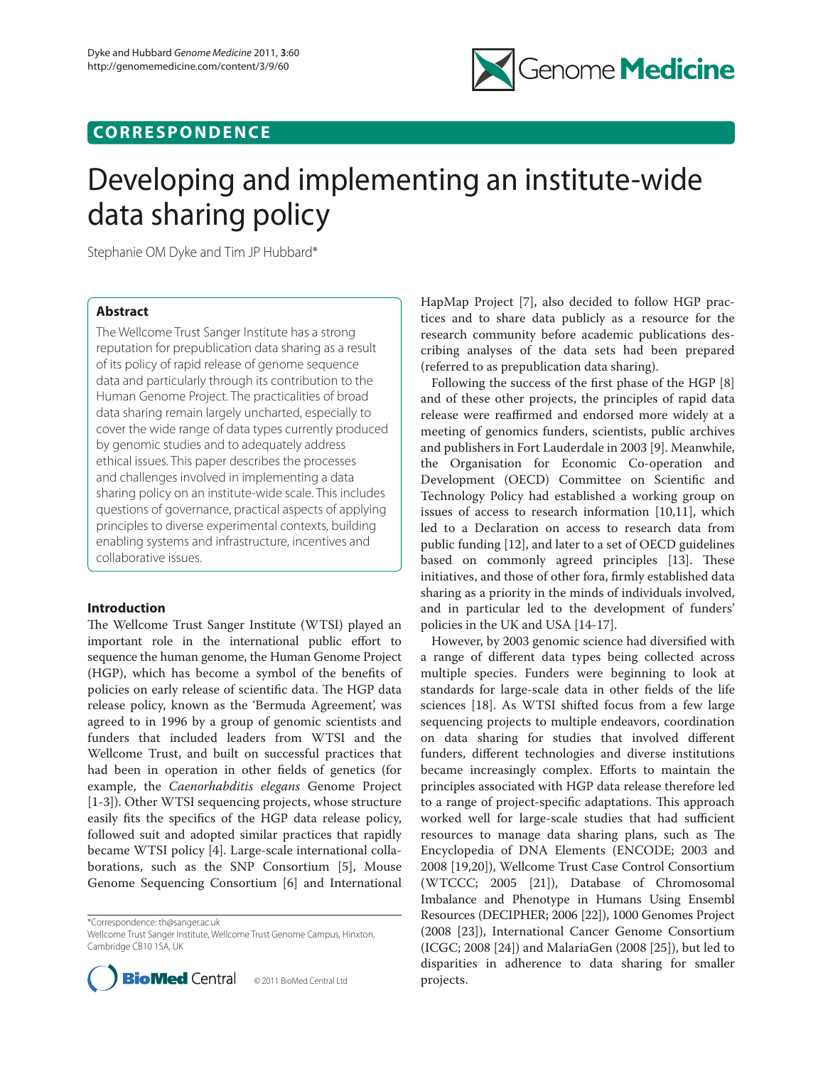CORRESPONDENCE

# Developing and implementing an institute-wide data sharing policy

Stephanie OM Dyke and Tim JP Hubbard*

## Abstract

The Wellcome Trust Sanger Institute has a strong reputation for prepublication data sharing as a result of its policy of rapid release of genome sequence data and particularly through its contribution to the Human Genome Project. The practicalities of broad data sharing remain largely uncharted, especially to cover the wide range of data types currently produced by genomic studies and to adequately address ethical issues. This paper describes the processes and challenges involved in implementing a data sharing policy on an institute-wide scale. This includes questions of governance, practical aspects of applying principles to diverse experimental contexts, building enabling systems and infrastructure, incentives and collaborative issues.

## Introduction

The Wellcome Trust Sanger Institute (WTSI) played an important role in the international public effort to sequence the human genome, the Human Genome Project (HGP), which has become a symbol of the benefits of policies on early release of scientific data. The HGP data release policy, known as the 'Bermuda Agreement', was agreed to in 1996 by a group of genomic scientists and funders that included leaders from WTSI and the Wellcome Trust, and built on successful practices that had been in operation in other fields of genetics (for example, the *Caenorhabditis elegans* Genome Project [1-3]). Other WTSI sequencing projects, whose structure easily fits the specifics of the HGP data release policy, followed suit and adopted similar practices that rapidly became WTSI policy [4]. Large-scale international collaborations, such as the SNP Consortium [5], Mouse Genome Sequencing Consortium [6] and International HapMap Project [7], also decided to follow HGP practices and to share data publicly as a resource for the research community before academic publications describing analyses of the data sets had been prepared (referred to as prepublication data sharing).

Following the success of the first phase of the HGP [8] and of these other projects, the principles of rapid data release were reaffirmed and endorsed more widely at a meeting of genomics funders, scientists, public archives and publishers in Fort Lauderdale in 2003 [9]. Meanwhile, the Organisation for Economic Co-operation and Development (OECD) Committee on Scientific and Technology Policy had established a working group on issues of access to research information [10,11], which led to a Declaration on access to research data from public funding [12], and later to a set of OECD guidelines based on commonly agreed principles [13]. These initiatives, and those of other fora, firmly established data sharing as a priority in the minds of individuals involved, and in particular led to the development of funders' policies in the UK and USA [14-17].

However, by 2003 genomic science had diversified with a range of different data types being collected across multiple species. Funders were beginning to look at standards for large-scale data in other fields of the life sciences [18]. As WTSI shifted focus from a few large sequencing projects to multiple endeavors, coordination on data sharing for studies that involved different funders, different technologies and diverse institutions became increasingly complex. Efforts to maintain the principles associated with HGP data release therefore led to a range of project-specific adaptations. This approach worked well for large-scale studies that had sufficient resources to manage data sharing plans, such as The Encyclopedia of DNA Elements (ENCODE; 2003 and 2008 [19,20]), Wellcome Trust Case Control Consortium (WTCCC; 2005 [21]), Database of Chromosomal Imbalance and Phenotype in Humans Using Ensembl Resources (DECIPHER; 2006 [22]), 1000 Genomes Project (2008 [23]), International Cancer Genome Consortium (ICGC; 2008 [24]) and MalariaGen (2008 [25]), but led to disparities in adherence to data sharing for smaller projects.

*Correspondence: th@sanger.ac.uk
Wellcome Trust Sanger Institute, Wellcome Trust Genome Campus, Hinxton, Cambridge CB10 1SA, UK

© 2011 BioMed Central Ltd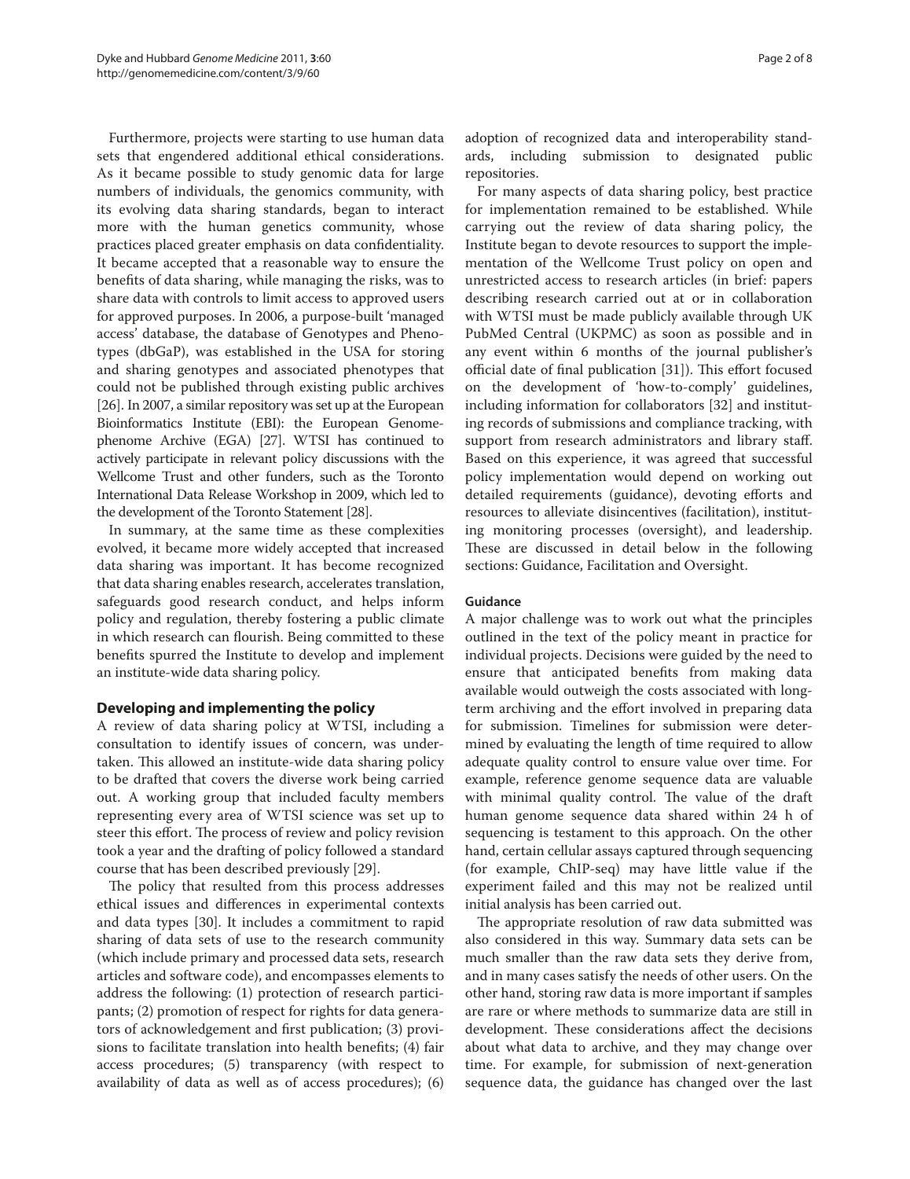Furthermore, projects were starting to use human data sets that engendered additional ethical considerations. As it became possible to study genomic data for large numbers of individuals, the genomics community, with its evolving data sharing standards, began to interact more with the human genetics community, whose practices placed greater emphasis on data confidentiality. It became accepted that a reasonable way to ensure the benefits of data sharing, while managing the risks, was to share data with controls to limit access to approved users for approved purposes. In 2006, a purpose-built 'managed access' database, the database of Genotypes and Phenotypes (dbGaP), was established in the USA for storing and sharing genotypes and associated phenotypes that could not be published through existing public archives [26]. In 2007, a similar repository was set up at the European Bioinformatics Institute (EBI): the European Genome-phenome Archive (EGA) [27]. WTSI has continued to actively participate in relevant policy discussions with the Wellcome Trust and other funders, such as the Toronto International Data Release Workshop in 2009, which led to the development of the Toronto Statement [28].

In summary, at the same time as these complexities evolved, it became more widely accepted that increased data sharing was important. It has become recognized that data sharing enables research, accelerates translation, safeguards good research conduct, and helps inform policy and regulation, thereby fostering a public climate in which research can flourish. Being committed to these benefits spurred the Institute to develop and implement an institute-wide data sharing policy.

## Developing and implementing the policy

A review of data sharing policy at WTSI, including a consultation to identify issues of concern, was undertaken. This allowed an institute-wide data sharing policy to be drafted that covers the diverse work being carried out. A working group that included faculty members representing every area of WTSI science was set up to steer this effort. The process of review and policy revision took a year and the drafting of policy followed a standard course that has been described previously [29].

The policy that resulted from this process addresses ethical issues and differences in experimental contexts and data types [30]. It includes a commitment to rapid sharing of data sets of use to the research community (which include primary and processed data sets, research articles and software code), and encompasses elements to address the following: (1) protection of research participants; (2) promotion of respect for rights for data generators of acknowledgement and first publication; (3) provisions to facilitate translation into health benefits; (4) fair access procedures; (5) transparency (with respect to availability of data as well as of access procedures); (6) adoption of recognized data and interoperability standards, including submission to designated public repositories.

For many aspects of data sharing policy, best practice for implementation remained to be established. While carrying out the review of data sharing policy, the Institute began to devote resources to support the implementation of the Wellcome Trust policy on open and unrestricted access to research articles (in brief: papers describing research carried out at or in collaboration with WTSI must be made publicly available through UK PubMed Central (UKPMC) as soon as possible and in any event within 6 months of the journal publisher's official date of final publication [31]). This effort focused on the development of 'how-to-comply' guidelines, including information for collaborators [32] and instituting records of submissions and compliance tracking, with support from research administrators and library staff. Based on this experience, it was agreed that successful policy implementation would depend on working out detailed requirements (guidance), devoting efforts and resources to alleviate disincentives (facilitation), instituting monitoring processes (oversight), and leadership. These are discussed in detail below in the following sections: Guidance, Facilitation and Oversight.

### Guidance

A major challenge was to work out what the principles outlined in the text of the policy meant in practice for individual projects. Decisions were guided by the need to ensure that anticipated benefits from making data available would outweigh the costs associated with long-term archiving and the effort involved in preparing data for submission. Timelines for submission were determined by evaluating the length of time required to allow adequate quality control to ensure value over time. For example, reference genome sequence data are valuable with minimal quality control. The value of the draft human genome sequence data shared within 24 h of sequencing is testament to this approach. On the other hand, certain cellular assays captured through sequencing (for example, ChIP-seq) may have little value if the experiment failed and this may not be realized until initial analysis has been carried out.

The appropriate resolution of raw data submitted was also considered in this way. Summary data sets can be much smaller than the raw data sets they derive from, and in many cases satisfy the needs of other users. On the other hand, storing raw data is more important if samples are rare or where methods to summarize data are still in development. These considerations affect the decisions about what data to archive, and they may change over time. For example, for submission of next-generation sequence data, the guidance has changed over the last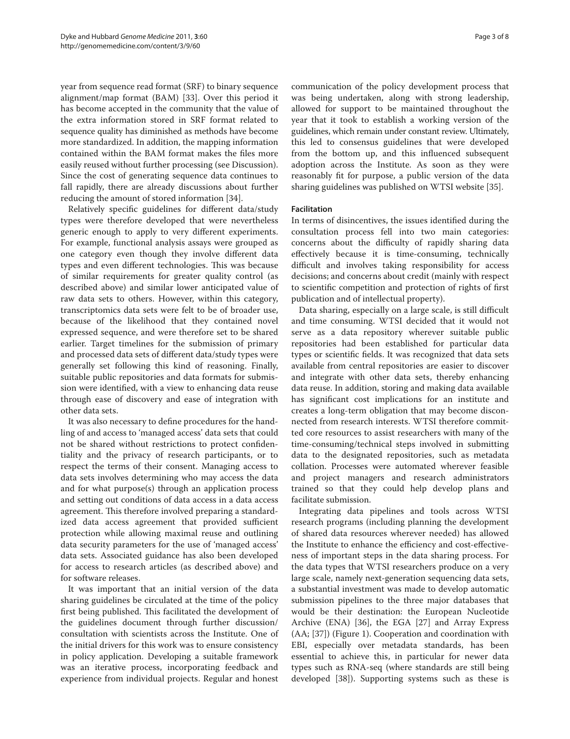year from sequence read format (SRF) to binary sequence alignment/map format (BAM) [33]. Over this period it has become accepted in the community that the value of the extra information stored in SRF format related to sequence quality has diminished as methods have become more standardized. In addition, the mapping information contained within the BAM format makes the files more easily reused without further processing (see Discussion). Since the cost of generating sequence data continues to fall rapidly, there are already discussions about further reducing the amount of stored information [34].

Relatively specific guidelines for different data/study types were therefore developed that were nevertheless generic enough to apply to very different experiments. For example, functional analysis assays were grouped as one category even though they involve different data types and even different technologies. This was because of similar requirements for greater quality control (as described above) and similar lower anticipated value of raw data sets to others. However, within this category, transcriptomics data sets were felt to be of broader use, because of the likelihood that they contained novel expressed sequence, and were therefore set to be shared earlier. Target timelines for the submission of primary and processed data sets of different data/study types were generally set following this kind of reasoning. Finally, suitable public repositories and data formats for submission were identified, with a view to enhancing data reuse through ease of discovery and ease of integration with other data sets.

It was also necessary to define procedures for the handling of and access to 'managed access' data sets that could not be shared without restrictions to protect confidentiality and the privacy of research participants, or to respect the terms of their consent. Managing access to data sets involves determining who may access the data and for what purpose(s) through an application process and setting out conditions of data access in a data access agreement. This therefore involved preparing a standardized data access agreement that provided sufficient protection while allowing maximal reuse and outlining data security parameters for the use of 'managed access' data sets. Associated guidance has also been developed for access to research articles (as described above) and for software releases.

It was important that an initial version of the data sharing guidelines be circulated at the time of the policy first being published. This facilitated the development of the guidelines document through further discussion/consultation with scientists across the Institute. One of the initial drivers for this work was to ensure consistency in policy application. Developing a suitable framework was an iterative process, incorporating feedback and experience from individual projects. Regular and honest communication of the policy development process that was being undertaken, along with strong leadership, allowed for support to be maintained throughout the year that it took to establish a working version of the guidelines, which remain under constant review. Ultimately, this led to consensus guidelines that were developed from the bottom up, and this influenced subsequent adoption across the Institute. As soon as they were reasonably fit for purpose, a public version of the data sharing guidelines was published on WTSI website [35].

#### Facilitation

In terms of disincentives, the issues identified during the consultation process fell into two main categories: concerns about the difficulty of rapidly sharing data effectively because it is time-consuming, technically difficult and involves taking responsibility for access decisions; and concerns about credit (mainly with respect to scientific competition and protection of rights of first publication and of intellectual property).

Data sharing, especially on a large scale, is still difficult and time consuming. WTSI decided that it would not serve as a data repository wherever suitable public repositories had been established for particular data types or scientific fields. It was recognized that data sets available from central repositories are easier to discover and integrate with other data sets, thereby enhancing data reuse. In addition, storing and making data available has significant cost implications for an institute and creates a long-term obligation that may become disconnected from research interests. WTSI therefore committed core resources to assist researchers with many of the time-consuming/technical steps involved in submitting data to the designated repositories, such as metadata collation. Processes were automated wherever feasible and project managers and research administrators trained so that they could help develop plans and facilitate submission.

Integrating data pipelines and tools across WTSI research programs (including planning the development of shared data resources wherever needed) has allowed the Institute to enhance the efficiency and cost-effectiveness of important steps in the data sharing process. For the data types that WTSI researchers produce on a very large scale, namely next-generation sequencing data sets, a substantial investment was made to develop automatic submission pipelines to the three major databases that would be their destination: the European Nucleotide Archive (ENA) [36], the EGA [27] and Array Express (AA; [37]) (Figure 1). Cooperation and coordination with EBI, especially over metadata standards, has been essential to achieve this, in particular for newer data types such as RNA-seq (where standards are still being developed [38]). Supporting systems such as these is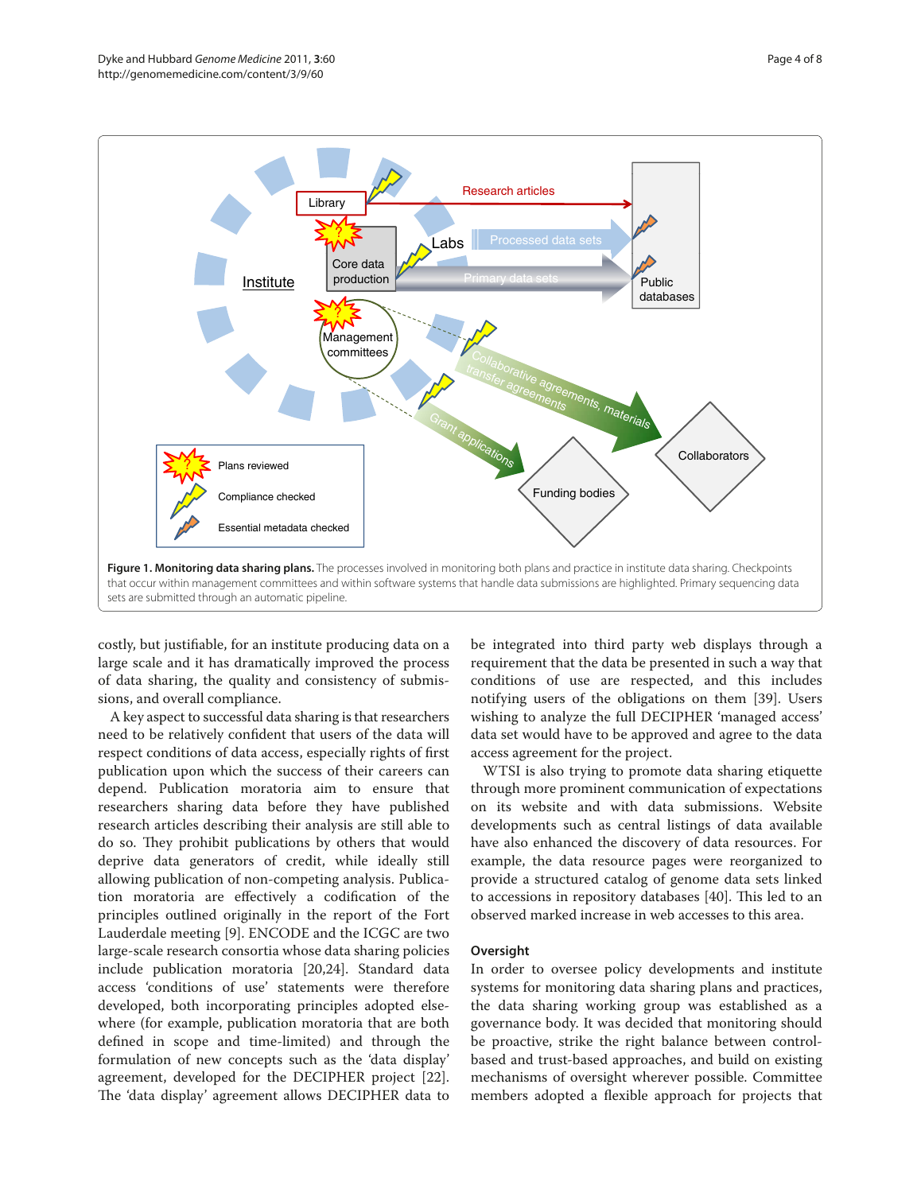**Figure 1. Monitoring data sharing plans.** The processes involved in monitoring both plans and practice in institute data sharing. Checkpoints that occur within management committees and within software systems that handle data submissions are highlighted. Primary sequencing data sets are submitted through an automatic pipeline.

costly, but justifiable, for an institute producing data on a large scale and it has dramatically improved the process of data sharing, the quality and consistency of submissions, and overall compliance.

A key aspect to successful data sharing is that researchers need to be relatively confident that users of the data will respect conditions of data access, especially rights of first publication upon which the success of their careers can depend. Publication moratoria aim to ensure that researchers sharing data before they have published research articles describing their analysis are still able to do so. They prohibit publications by others that would deprive data generators of credit, while ideally still allowing publication of non-competing analysis. Publication moratoria are effectively a codification of the principles outlined originally in the report of the Fort Lauderdale meeting [9]. ENCODE and the ICGC are two large-scale research consortia whose data sharing policies include publication moratoria [20,24]. Standard data access 'conditions of use' statements were therefore developed, both incorporating principles adopted elsewhere (for example, publication moratoria that are both defined in scope and time-limited) and through the formulation of new concepts such as the 'data display' agreement, developed for the DECIPHER project [22]. The 'data display' agreement allows DECIPHER data to be integrated into third party web displays through a requirement that the data be presented in such a way that conditions of use are respected, and this includes notifying users of the obligations on them [39]. Users wishing to analyze the full DECIPHER 'managed access' data set would have to be approved and agree to the data access agreement for the project.

WTSI is also trying to promote data sharing etiquette through more prominent communication of expectations on its website and with data submissions. Website developments such as central listings of data available have also enhanced the discovery of data resources. For example, the data resource pages were reorganized to provide a structured catalog of genome data sets linked to accessions in repository databases [40]. This led to an observed marked increase in web accesses to this area.

### Oversight

In order to oversee policy developments and institute systems for monitoring data sharing plans and practices, the data sharing working group was established as a governance body. It was decided that monitoring should be proactive, strike the right balance between control-based and trust-based approaches, and build on existing mechanisms of oversight wherever possible. Committee members adopted a flexible approach for projects that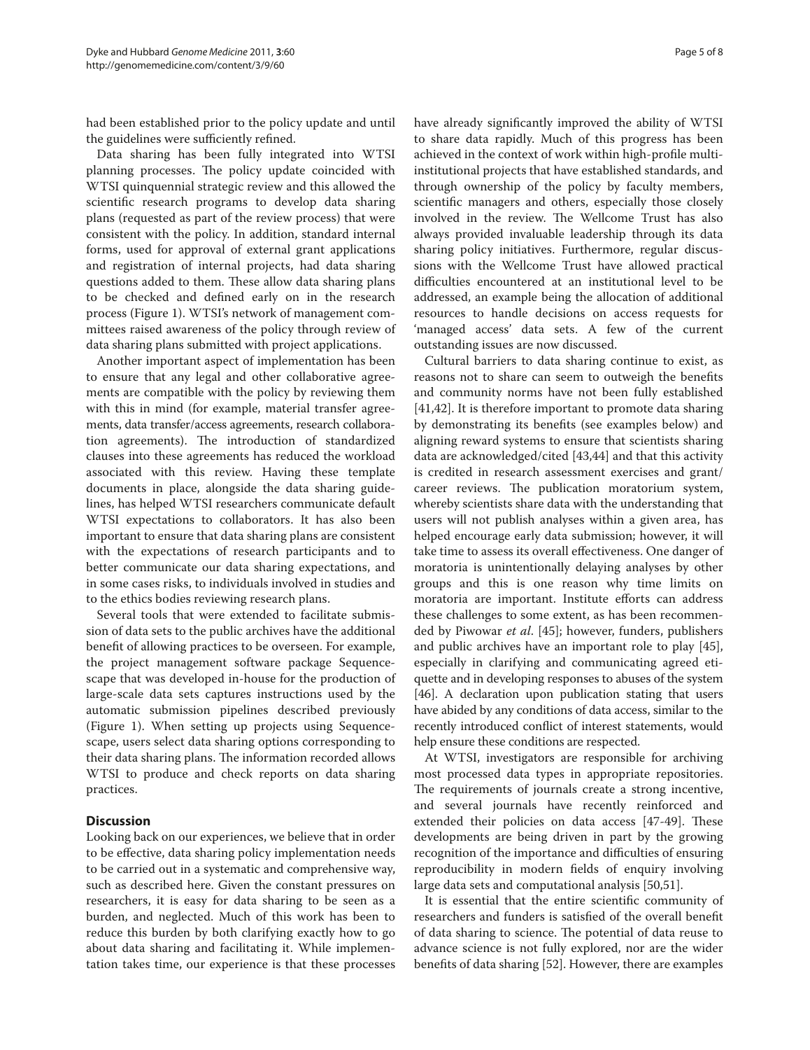had been established prior to the policy update and until the guidelines were sufficiently refined.

Data sharing has been fully integrated into WTSI planning processes. The policy update coincided with WTSI quinquennial strategic review and this allowed the scientific research programs to develop data sharing plans (requested as part of the review process) that were consistent with the policy. In addition, standard internal forms, used for approval of external grant applications and registration of internal projects, had data sharing questions added to them. These allow data sharing plans to be checked and defined early on in the research process (Figure 1). WTSI's network of management committees raised awareness of the policy through review of data sharing plans submitted with project applications.

Another important aspect of implementation has been to ensure that any legal and other collaborative agreements are compatible with the policy by reviewing them with this in mind (for example, material transfer agreements, data transfer/access agreements, research collaboration agreements). The introduction of standardized clauses into these agreements has reduced the workload associated with this review. Having these template documents in place, alongside the data sharing guidelines, has helped WTSI researchers communicate default WTSI expectations to collaborators. It has also been important to ensure that data sharing plans are consistent with the expectations of research participants and to better communicate our data sharing expectations, and in some cases risks, to individuals involved in studies and to the ethics bodies reviewing research plans.

Several tools that were extended to facilitate submission of data sets to the public archives have the additional benefit of allowing practices to be overseen. For example, the project management software package Sequencescape that was developed in-house for the production of large-scale data sets captures instructions used by the automatic submission pipelines described previously (Figure 1). When setting up projects using Sequencescape, users select data sharing options corresponding to their data sharing plans. The information recorded allows WTSI to produce and check reports on data sharing practices.

## Discussion

Looking back on our experiences, we believe that in order to be effective, data sharing policy implementation needs to be carried out in a systematic and comprehensive way, such as described here. Given the constant pressures on researchers, it is easy for data sharing to be seen as a burden, and neglected. Much of this work has been to reduce this burden by both clarifying exactly how to go about data sharing and facilitating it. While implementation takes time, our experience is that these processes have already significantly improved the ability of WTSI to share data rapidly. Much of this progress has been achieved in the context of work within high-profile multi-institutional projects that have established standards, and through ownership of the policy by faculty members, scientific managers and others, especially those closely involved in the review. The Wellcome Trust has also always provided invaluable leadership through its data sharing policy initiatives. Furthermore, regular discussions with the Wellcome Trust have allowed practical difficulties encountered at an institutional level to be addressed, an example being the allocation of additional resources to handle decisions on access requests for 'managed access' data sets. A few of the current outstanding issues are now discussed.

Cultural barriers to data sharing continue to exist, as reasons not to share can seem to outweigh the benefits and community norms have not been fully established [41,42]. It is therefore important to promote data sharing by demonstrating its benefits (see examples below) and aligning reward systems to ensure that scientists sharing data are acknowledged/cited [43,44] and that this activity is credited in research assessment exercises and grant/career reviews. The publication moratorium system, whereby scientists share data with the understanding that users will not publish analyses within a given area, has helped encourage early data submission; however, it will take time to assess its overall effectiveness. One danger of moratoria is unintentionally delaying analyses by other groups and this is one reason why time limits on moratoria are important. Institute efforts can address these challenges to some extent, as has been recommended by Piwowar *et al*. [45]; however, funders, publishers and public archives have an important role to play [45], especially in clarifying and communicating agreed etiquette and in developing responses to abuses of the system [46]. A declaration upon publication stating that users have abided by any conditions of data access, similar to the recently introduced conflict of interest statements, would help ensure these conditions are respected.

At WTSI, investigators are responsible for archiving most processed data types in appropriate repositories. The requirements of journals create a strong incentive, and several journals have recently reinforced and extended their policies on data access [47-49]. These developments are being driven in part by the growing recognition of the importance and difficulties of ensuring reproducibility in modern fields of enquiry involving large data sets and computational analysis [50,51].

It is essential that the entire scientific community of researchers and funders is satisfied of the overall benefit of data sharing to science. The potential of data reuse to advance science is not fully explored, nor are the wider benefits of data sharing [52]. However, there are examples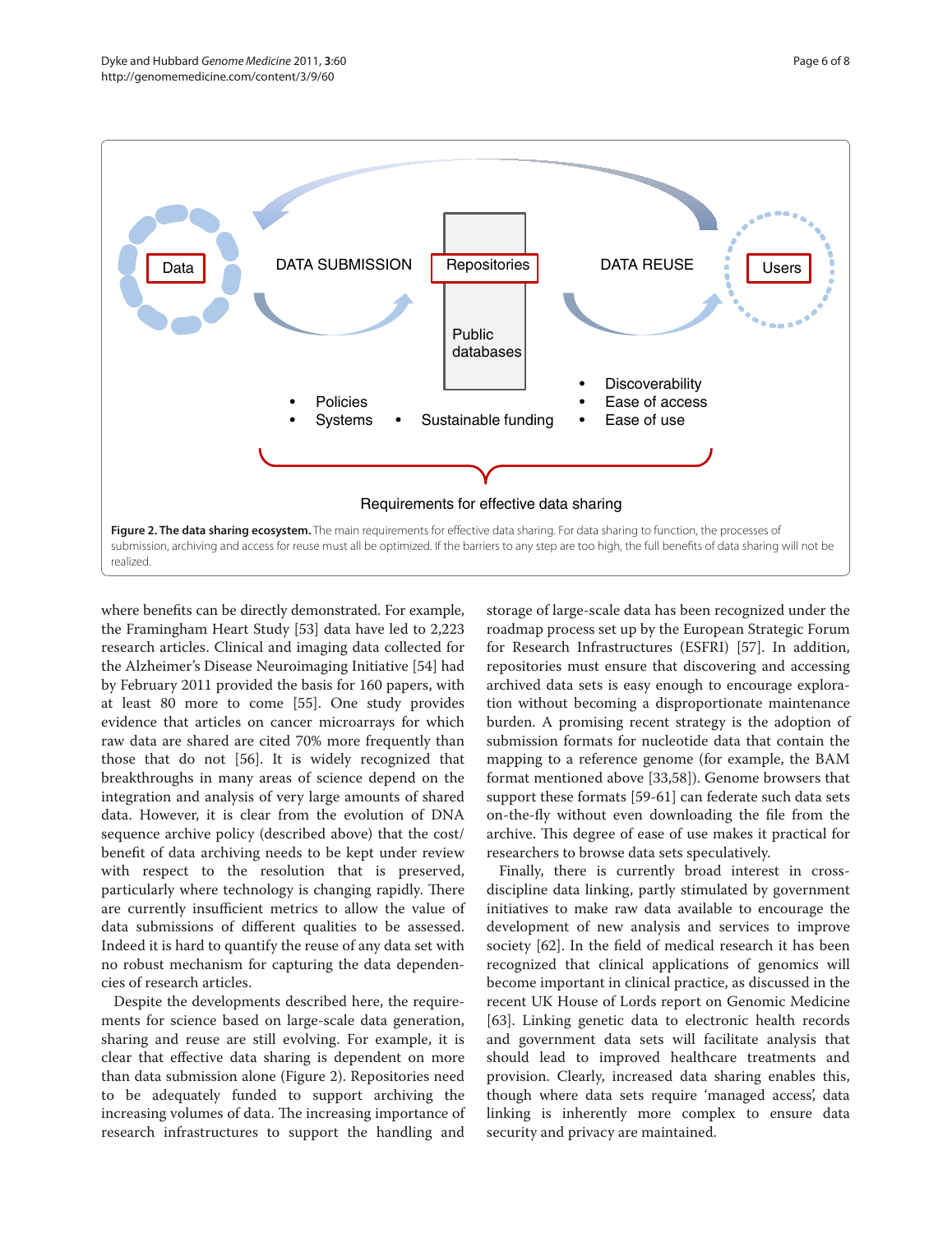**Figure 2. The data sharing ecosystem.** The main requirements for effective data sharing. For data sharing to function, the processes of submission, archiving and access for reuse must all be optimized. If the barriers to any step are too high, the full benefits of data sharing will not be realized.

where benefits can be directly demonstrated. For example, the Framingham Heart Study [53] data have led to 2,223 research articles. Clinical and imaging data collected for the Alzheimer's Disease Neuroimaging Initiative [54] had by February 2011 provided the basis for 160 papers, with at least 80 more to come [55]. One study provides evidence that articles on cancer microarrays for which raw data are shared are cited 70% more frequently than those that do not [56]. It is widely recognized that breakthroughs in many areas of science depend on the integration and analysis of very large amounts of shared data. However, it is clear from the evolution of DNA sequence archive policy (described above) that the cost/benefit of data archiving needs to be kept under review with respect to the resolution that is preserved, particularly where technology is changing rapidly. There are currently insufficient metrics to allow the value of data submissions of different qualities to be assessed. Indeed it is hard to quantify the reuse of any data set with no robust mechanism for capturing the data dependencies of research articles.

Despite the developments described here, the requirements for science based on large-scale data generation, sharing and reuse are still evolving. For example, it is clear that effective data sharing is dependent on more than data submission alone (Figure 2). Repositories need to be adequately funded to support archiving the increasing volumes of data. The increasing importance of research infrastructures to support the handling and storage of large-scale data has been recognized under the roadmap process set up by the European Strategic Forum for Research Infrastructures (ESFRI) [57]. In addition, repositories must ensure that discovering and accessing archived data sets is easy enough to encourage exploration without becoming a disproportionate maintenance burden. A promising recent strategy is the adoption of submission formats for nucleotide data that contain the mapping to a reference genome (for example, the BAM format mentioned above [33,58]). Genome browsers that support these formats [59-61] can federate such data sets on-the-fly without even downloading the file from the archive. This degree of ease of use makes it practical for researchers to browse data sets speculatively.

Finally, there is currently broad interest in cross-discipline data linking, partly stimulated by government initiatives to make raw data available to encourage the development of new analysis and services to improve society [62]. In the field of medical research it has been recognized that clinical applications of genomics will become important in clinical practice, as discussed in the recent UK House of Lords report on Genomic Medicine [63]. Linking genetic data to electronic health records and government data sets will facilitate analysis that should lead to improved healthcare treatments and provision. Clearly, increased data sharing enables this, though where data sets require 'managed access', data linking is inherently more complex to ensure data security and privacy are maintained.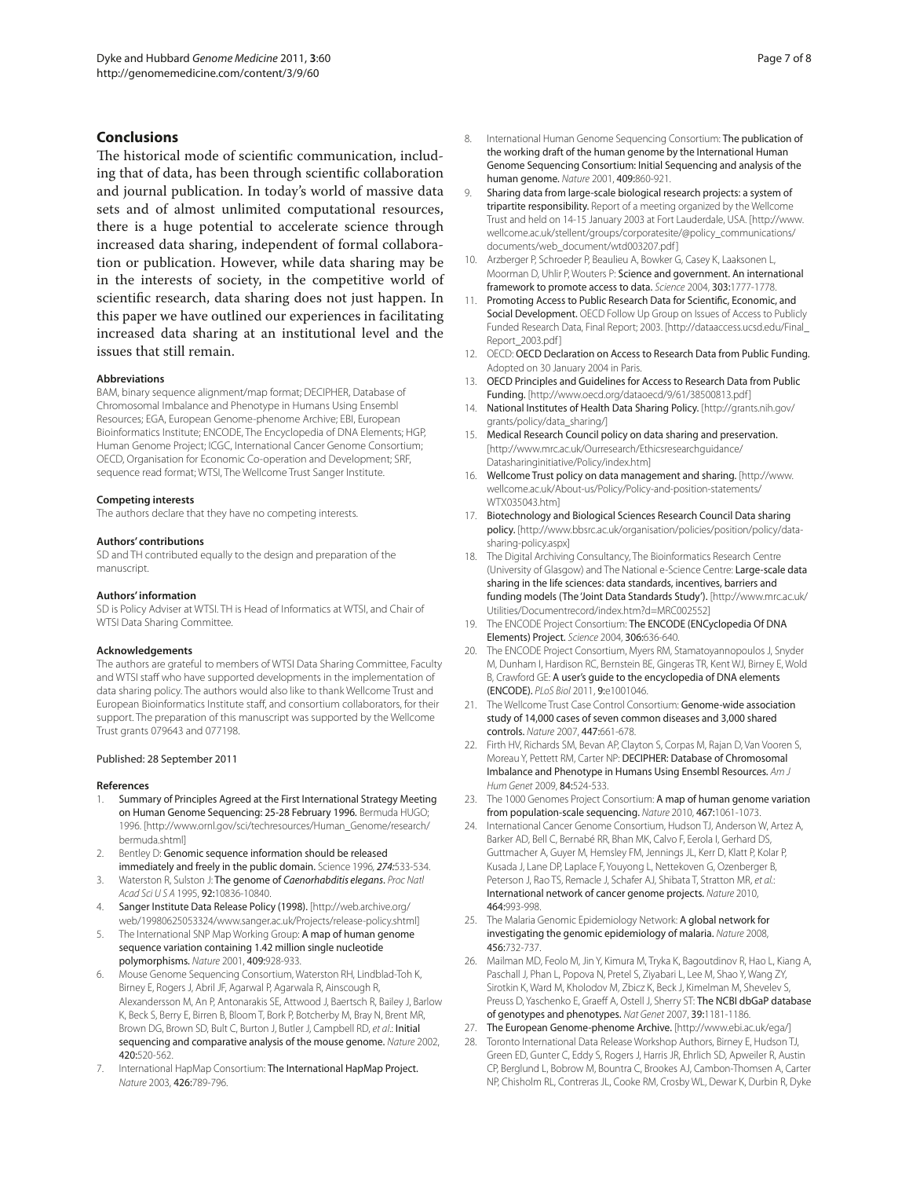## Conclusions

The historical mode of scientific communication, including that of data, has been through scientific collaboration and journal publication. In today's world of massive data sets and of almost unlimited computational resources, there is a huge potential to accelerate science through increased data sharing, independent of formal collaboration or publication. However, while data sharing may be in the interests of society, in the competitive world of scientific research, data sharing does not just happen. In this paper we have outlined our experiences in facilitating increased data sharing at an institutional level and the issues that still remain.

#### Abbreviations

BAM, binary sequence alignment/map format; DECIPHER, Database of Chromosomal Imbalance and Phenotype in Humans Using Ensembl Resources; EGA, European Genome-phenome Archive; EBI, European Bioinformatics Institute; ENCODE, The Encyclopedia of DNA Elements; HGP, Human Genome Project; ICGC, International Cancer Genome Consortium; OECD, Organisation for Economic Co-operation and Development; SRF, sequence read format; WTSI, The Wellcome Trust Sanger Institute.

#### Competing interests

The authors declare that they have no competing interests.

#### Authors' contributions

SD and TH contributed equally to the design and preparation of the manuscript.

#### Authors' information

SD is Policy Adviser at WTSI. TH is Head of Informatics at WTSI, and Chair of WTSI Data Sharing Committee.

#### Acknowledgements

The authors are grateful to members of WTSI Data Sharing Committee, Faculty and WTSI staff who have supported developments in the implementation of data sharing policy. The authors would also like to thank Wellcome Trust and European Bioinformatics Institute staff, and consortium collaborators, for their support. The preparation of this manuscript was supported by the Wellcome Trust grants 079643 and 077198.

Published: 28 September 2011

#### References

1. Summary of Principles Agreed at the First International Strategy Meeting on Human Genome Sequencing: 25-28 February 1996. Bermuda HUGO; 1996. [http://www.ornl.gov/sci/techresources/Human_Genome/research/bermuda.shtml]
2. Bentley D: Genomic sequence information should be released immediately and freely in the public domain. Science 1996, *274*:533-534.
3. Waterston R, Sulston J: The genome of *Caenorhabditis elegans*. *Proc Natl Acad Sci U S A* 1995, **92:**10836-10840.
4. Sanger Institute Data Release Policy (1998). [http://web.archive.org/web/19980625053324/www.sanger.ac.uk/Projects/release-policy.shtml]
5. The International SNP Map Working Group: A map of human genome sequence variation containing 1.42 million single nucleotide polymorphisms. *Nature* 2001, **409:**928-933.
6. Mouse Genome Sequencing Consortium, Waterston RH, Lindblad-Toh K, Birney E, Rogers J, Abril JF, Agarwal P, Agarwala R, Ainscough R, Alexandersson M, An P, Antonarakis SE, Attwood J, Baertsch R, Bailey J, Barlow K, Beck S, Berry E, Birren B, Bloom T, Bork P, Botcherby M, Bray N, Brent MR, Brown DG, Brown SD, Bult C, Burton J, Butler J, Campbell RD, *et al.*: Initial sequencing and comparative analysis of the mouse genome. *Nature* 2002, **420:**520-562.
7. International HapMap Consortium: The International HapMap Project. *Nature* 2003, **426:**789-796.
8. International Human Genome Sequencing Consortium: The publication of the working draft of the human genome by the International Human Genome Sequencing Consortium: Initial Sequencing and analysis of the human genome. *Nature* 2001, **409:**860-921.
9. Sharing data from large-scale biological research projects: a system of tripartite responsibility. Report of a meeting organized by the Wellcome Trust and held on 14-15 January 2003 at Fort Lauderdale, USA. [http://www.wellcome.ac.uk/stellent/groups/corporatesite/@policy_communications/documents/web_document/wtd003207.pdf]
10. Arzberger P, Schroeder P, Beaulieu A, Bowker G, Casey K, Laaksonen L, Moorman D, Uhlir P, Wouters P: Science and government. An international framework to promote access to data. *Science* 2004, **303:**1777-1778.
11. Promoting Access to Public Research Data for Scientific, Economic, and Social Development. OECD Follow Up Group on Issues of Access to Publicly Funded Research Data, Final Report; 2003. [http://dataaccess.ucsd.edu/Final_Report_2003.pdf]
12. OECD: OECD Declaration on Access to Research Data from Public Funding. Adopted on 30 January 2004 in Paris.
13. OECD Principles and Guidelines for Access to Research Data from Public Funding. [http://www.oecd.org/dataoecd/9/61/38500813.pdf]
14. National Institutes of Health Data Sharing Policy. [http://grants.nih.gov/grants/policy/data_sharing/]
15. Medical Research Council policy on data sharing and preservation. [http://www.mrc.ac.uk/Ourresearch/Ethicsresearchguidance/Datasharinginitiative/Policy/index.htm]
16. Wellcome Trust policy on data management and sharing. [http://www.wellcome.ac.uk/About-us/Policy/Policy-and-position-statements/WTX035043.htm]
17. Biotechnology and Biological Sciences Research Council Data sharing policy. [http://www.bbsrc.ac.uk/organisation/policies/position/policy/data-sharing-policy.aspx]
18. The Digital Archiving Consultancy, The Bioinformatics Research Centre (University of Glasgow) and The National e-Science Centre: Large-scale data sharing in the life sciences: data standards, incentives, barriers and funding models (The 'Joint Data Standards Study'). [http://www.mrc.ac.uk/Utilities/Documentrecord/index.htm?d=MRC002552]
19. The ENCODE Project Consortium: The ENCODE (ENCyclopedia Of DNA Elements) Project. *Science* 2004, **306:**636-640.
20. The ENCODE Project Consortium, Myers RM, Stamatoyannopoulos J, Snyder M, Dunham I, Hardison RC, Bernstein BE, Gingeras TR, Kent WJ, Birney E, Wold B, Crawford GE: A user's guide to the encyclopedia of DNA elements (ENCODE). *PLoS Biol* 2011, **9:**e1001046.
21. The Wellcome Trust Case Control Consortium: Genome-wide association study of 14,000 cases of seven common diseases and 3,000 shared controls. *Nature* 2007, **447:**661-678.
22. Firth HV, Richards SM, Bevan AP, Clayton S, Corpas M, Rajan D, Van Vooren S, Moreau Y, Pettett RM, Carter NP: DECIPHER: Database of Chromosomal Imbalance and Phenotype in Humans Using Ensembl Resources. *Am J Hum Genet* 2009, **84:**524-533.
23. The 1000 Genomes Project Consortium: A map of human genome variation from population-scale sequencing. *Nature* 2010, **467:**1061-1073.
24. International Cancer Genome Consortium, Hudson TJ, Anderson W, Artez A, Barker AD, Bell C, Bernabé RR, Bhan MK, Calvo F, Eerola I, Gerhard DS, Guttmacher A, Guyer M, Hemsley FM, Jennings JL, Kerr D, Klatt P, Kolar P, Kusada J, Lane DP, Laplace F, Youyong L, Nettekoven G, Ozenberger B, Peterson J, Rao TS, Remacle J, Schafer AJ, Shibata T, Stratton MR, *et al.*: International network of cancer genome projects. *Nature* 2010, **464:**993-998.
25. The Malaria Genomic Epidemiology Network: A global network for investigating the genomic epidemiology of malaria. *Nature* 2008, **456:**732-737.
26. Mailman MD, Feolo M, Jin Y, Kimura M, Tryka K, Bagoutdinov R, Hao L, Kiang A, Paschall J, Phan L, Popova N, Pretel S, Ziyabari L, Lee M, Shao Y, Wang ZY, Sirotkin K, Ward M, Kholodov M, Zbicz K, Beck J, Kimelman M, Shevelev S, Preuss D, Yaschenko E, Graeff A, Ostell J, Sherry ST: The NCBI dbGaP database of genotypes and phenotypes. *Nat Genet* 2007, **39:**1181-1186.
27. The European Genome-phenome Archive. [http://www.ebi.ac.uk/ega/]
28. Toronto International Data Release Workshop Authors, Birney E, Hudson TJ, Green ED, Gunter C, Eddy S, Rogers J, Harris JR, Ehrlich SD, Apweiler R, Austin CP, Berglund L, Bobrow M, Bountra C, Brookes AJ, Cambon-Thomsen A, Carter NP, Chisholm RL, Contreras JL, Cooke RM, Crosby WL, Dewar K, Durbin R, Dyke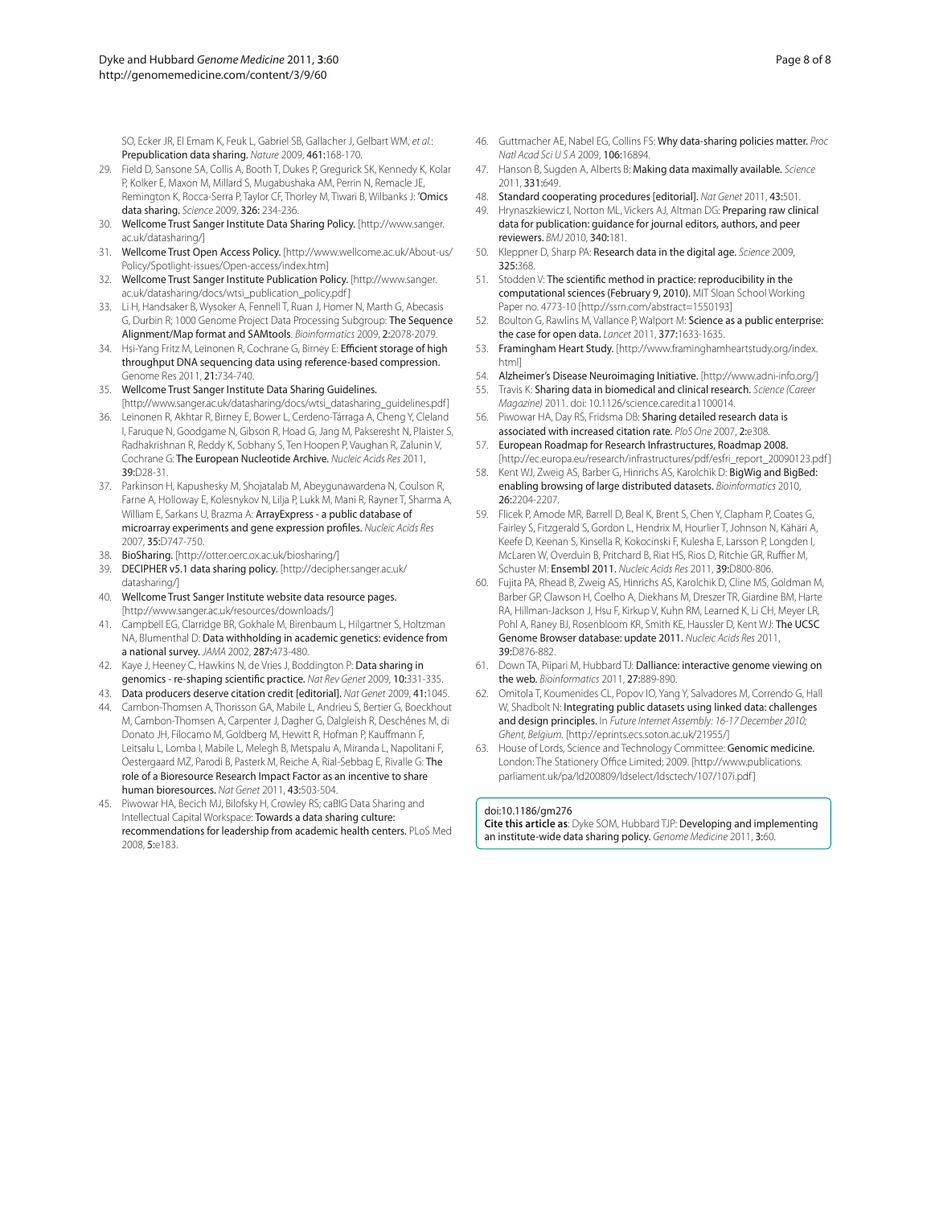SO, Ecker JR, El Emam K, Feuk L, Gabriel SB, Gallacher J, Gelbart WM, *et al.*: **Prepublication data sharing.** *Nature* 2009, **461:**168-170.

29. Field D, Sansone SA, Collis A, Booth T, Dukes P, Gregurick SK, Kennedy K, Kolar P, Kolker E, Maxon M, Millard S, Mugabushaka AM, Perrin N, Remacle JE, Remington K, Rocca-Serra P, Taylor CF, Thorley M, Tiwari B, Wilbanks J: **'Omics data sharing.** *Science* 2009, **326:** 234-236.
30. **Wellcome Trust Sanger Institute Data Sharing Policy.** [http://www.sanger.ac.uk/datasharing/]
31. **Wellcome Trust Open Access Policy.** [http://www.wellcome.ac.uk/About-us/Policy/Spotlight-issues/Open-access/index.htm]
32. **Wellcome Trust Sanger Institute Publication Policy.** [http://www.sanger.ac.uk/datasharing/docs/wtsi_publication_policy.pdf]
33. Li H, Handsaker B, Wysoker A, Fennell T, Ruan J, Homer N, Marth G, Abecasis G, Durbin R; 1000 Genome Project Data Processing Subgroup: **The Sequence Alignment/Map format and SAMtools.** *Bioinformatics* 2009, **2:**2078-2079.
34. Hsi-Yang Fritz M, Leinonen R, Cochrane G, Birney E: **Efficient storage of high throughput DNA sequencing data using reference-based compression.** Genome Res 2011, **21:**734-740.
35. **Wellcome Trust Sanger Institute Data Sharing Guidelines.** [http://www.sanger.ac.uk/datasharing/docs/wtsi_datasharing_guidelines.pdf]
36. Leinonen R, Akhtar R, Birney E, Bower L, Cerdeno-Tárraga A, Cheng Y, Cleland I, Faruque N, Goodgame N, Gibson R, Hoad G, Jang M, Pakseresht N, Plaister S, Radhakrishnan R, Reddy K, Sobhany S, Ten Hoopen P, Vaughan R, Zalunin V, Cochrane G: **The European Nucleotide Archive.** *Nucleic Acids Res* 2011, **39:**D28-31.
37. Parkinson H, Kapushesky M, Shojatalab M, Abeygunawardena N, Coulson R, Farne A, Holloway E, Kolesnykov N, Lilja P, Lukk M, Mani R, Rayner T, Sharma A, William E, Sarkans U, Brazma A: **ArrayExpress - a public database of microarray experiments and gene expression profiles.** *Nucleic Acids Res* 2007, **35:**D747-750.
38. **BioSharing.** [http://otter.oerc.ox.ac.uk/biosharing/]
39. **DECIPHER v5.1 data sharing policy.** [http://decipher.sanger.ac.uk/datasharing/]
40. **Wellcome Trust Sanger Institute website data resource pages.** [http://www.sanger.ac.uk/resources/downloads/]
41. Campbell EG, Clarridge BR, Gokhale M, Birenbaum L, Hilgartner S, Holtzman NA, Blumenthal D: **Data withholding in academic genetics: evidence from a national survey.** *JAMA* 2002, **287:**473-480.
42. Kaye J, Heeney C, Hawkins N, de Vries J, Boddington P: **Data sharing in genomics - re-shaping scientific practice.** *Nat Rev Genet* 2009, **10:**331-335.
43. **Data producers deserve citation credit [editorial].** *Nat Genet* 2009, **41:**1045.
44. Cambon-Thomsen A, Thorisson GA, Mabile L, Andrieu S, Bertier G, Boeckhout M, Cambon-Thomsen A, Carpenter J, Dagher G, Dalgleish R, Deschênes M, di Donato JH, Filocamo M, Goldberg M, Hewitt R, Hofman P, Kauffmann F, Leitsalu L, Lomba I, Mabile L, Melegh B, Metspalu A, Miranda L, Napolitani F, Oestergaard MZ, Parodi B, Pasterk M, Reiche A, Rial-Sebbag E, Rivalle G: **The role of a Bioresource Research Impact Factor as an incentive to share human bioresources.** *Nat Genet* 2011, **43:**503-504.
45. Piwowar HA, Becich MJ, Bilofsky H, Crowley RS; caBIG Data Sharing and Intellectual Capital Workspace: **Towards a data sharing culture: recommendations for leadership from academic health centers.** PLoS Med 2008, **5:**e183.
46. Guttmacher AE, Nabel EG, Collins FS: **Why data-sharing policies matter.** *Proc Natl Acad Sci U S A* 2009, **106:**16894.
47. Hanson B, Sugden A, Alberts B: **Making data maximally available.** *Science* 2011, **331:**649.
48. **Standard cooperating procedures [editorial].** *Nat Genet* 2011, **43:**501.
49. Hrynaszkiewicz I, Norton ML, Vickers AJ, Altman DG: **Preparing raw clinical data for publication: guidance for journal editors, authors, and peer reviewers.** *BMJ* 2010, **340:**181.
50. Kleppner D, Sharp PA: **Research data in the digital age.** *Science* 2009, **325:**368.
51. Stodden V: **The scientific method in practice: reproducibility in the computational sciences (February 9, 2010).** MIT Sloan School Working Paper no. 4773-10 [http://ssrn.com/abstract=1550193]
52. Boulton G, Rawlins M, Vallance P, Walport M: **Science as a public enterprise: the case for open data.** *Lancet* 2011, **377:**1633-1635.
53. **Framingham Heart Study.** [http://www.framinghamheartstudy.org/index.html]
54. **Alzheimer's Disease Neuroimaging Initiative.** [http://www.adni-info.org/]
55. Travis K: **Sharing data in biomedical and clinical research.** *Science (Career Magazine)* 2011. doi: 10.1126/science.caredit.a1100014.
56. Piwowar HA, Day RS, Fridsma DB: **Sharing detailed research data is associated with increased citation rate.** *PloS One* 2007, **2:**e308.
57. **European Roadmap for Research Infrastructures, Roadmap 2008.** [http://ec.europa.eu/research/infrastructures/pdf/esfri_report_20090123.pdf]
58. Kent WJ, Zweig AS, Barber G, Hinrichs AS, Karolchik D: **BigWig and BigBed: enabling browsing of large distributed datasets.** *Bioinformatics* 2010, **26:**2204-2207.
59. Flicek P, Amode MR, Barrell D, Beal K, Brent S, Chen Y, Clapham P, Coates G, Fairley S, Fitzgerald S, Gordon L, Hendrix M, Hourlier T, Johnson N, Kähäri A, Keefe D, Keenan S, Kinsella R, Kokocinski F, Kulesha E, Larsson P, Longden I, McLaren W, Overduin B, Pritchard B, Riat HS, Rios D, Ritchie GR, Ruffier M, Schuster M: **Ensembl 2011.** *Nucleic Acids Res* 2011, **39:**D800-806.
60. Fujita PA, Rhead B, Zweig AS, Hinrichs AS, Karolchik D, Cline MS, Goldman M, Barber GP, Clawson H, Coelho A, Diekhans M, Dreszer TR, Giardine BM, Harte RA, Hillman-Jackson J, Hsu F, Kirkup V, Kuhn RM, Learned K, Li CH, Meyer LR, Pohl A, Raney BJ, Rosenbloom KR, Smith KE, Haussler D, Kent WJ: **The UCSC Genome Browser database: update 2011.** *Nucleic Acids Res* 2011, **39:**D876-882.
61. Down TA, Piipari M, Hubbard TJ: **Dalliance: interactive genome viewing on the web.** *Bioinformatics* 2011, **27:**889-890.
62. Omitola T, Koumenides CL, Popov IO, Yang Y, Salvadores M, Correndo G, Hall W, Shadbolt N: **Integrating public datasets using linked data: challenges and design principles.** In *Future Internet Assembly: 16-17 December 2010; Ghent, Belgium.* [http://eprints.ecs.soton.ac.uk/21955/]
63. House of Lords, Science and Technology Committee: **Genomic medicine.** London: The Stationery Office Limited; 2009. [http://www.publications.parliament.uk/pa/ld200809/ldselect/ldsctech/107/107i.pdf]

doi:10.1186/gm276

**Cite this article as**: Dyke SOM, Hubbard TJP: Developing and implementing an institute-wide data sharing policy. *Genome Medicine* 2011, **3:**60.